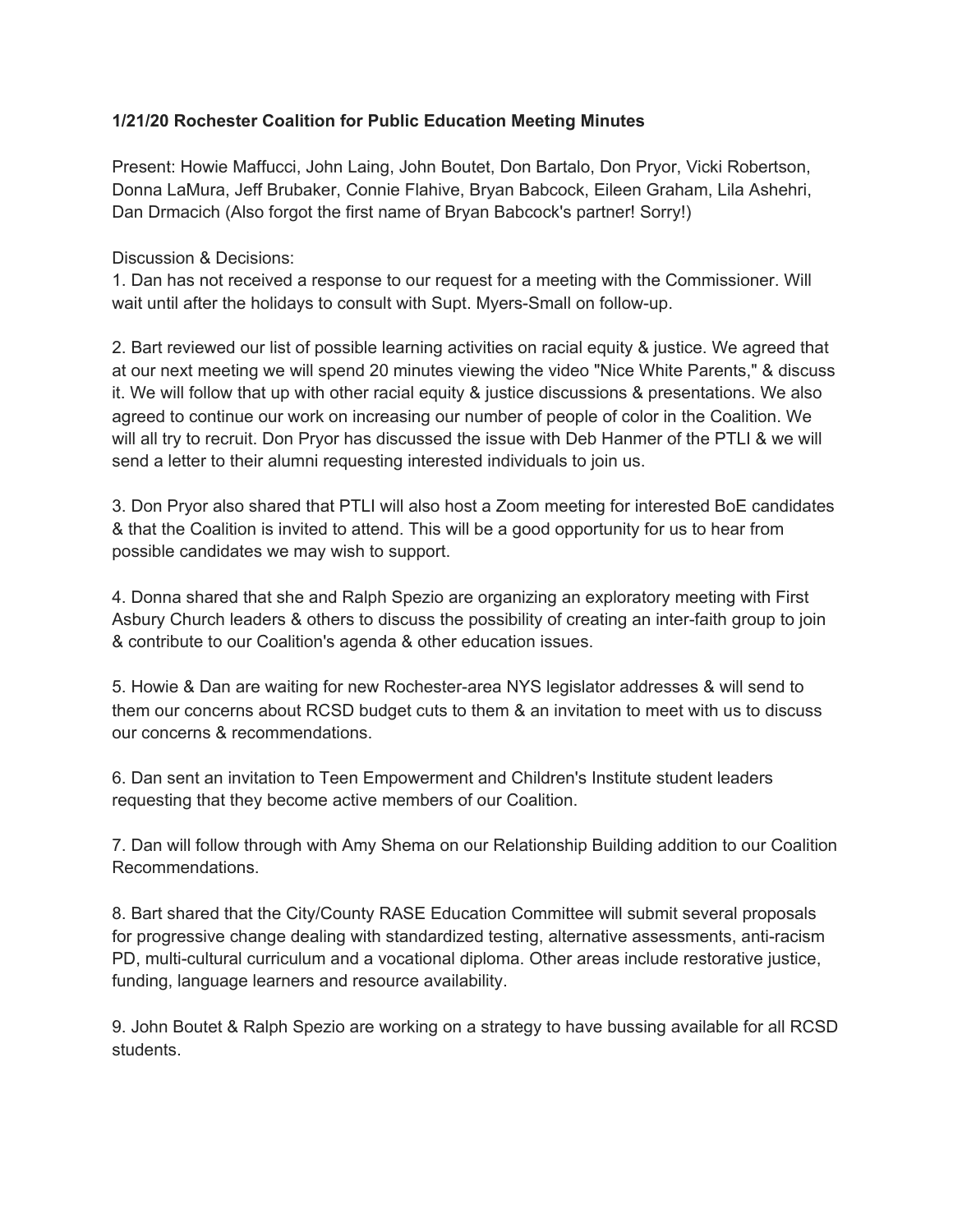**1/21/20 Rochester Coalition for Public Education Meeting Minutes**

Present: Howie Maffucci, John Laing, John Boutet, Don Bartalo, Don Pryor, Vicki Robertson, Donna LaMura, Jeff Brubaker, Connie Flahive, Bryan Babcock, Eileen Graham, Lila Ashehri, Dan Drmacich (Also forgot the first name of Bryan Babcock's partner! Sorry!)

Discussion & Decisions:

1. Dan has not received a response to our request for a meeting with the Commissioner. Will wait until after the holidays to consult with Supt. Myers-Small on follow-up.

2. Bart reviewed our list of possible learning activities on racial equity & justice. We agreed that at our next meeting we will spend 20 minutes viewing the video "Nice White Parents," & discuss it. We will follow that up with other racial equity & justice discussions & presentations. We also agreed to continue our work on increasing our number of people of color in the Coalition. We will all try to recruit. Don Pryor has discussed the issue with Deb Hanmer of the PTLI & we will send a letter to their alumni requesting interested individuals to join us.

3. Don Pryor also shared that PTLI will also host a Zoom meeting for interested BoE candidates & that the Coalition is invited to attend. This will be a good opportunity for us to hear from possible candidates we may wish to support.

4. Donna shared that she and Ralph Spezio are organizing an exploratory meeting with First Asbury Church leaders & others to discuss the possibility of creating an inter-faith group to join & contribute to our Coalition's agenda & other education issues.

5. Howie & Dan are waiting for new Rochester-area NYS legislator addresses & will send to them our concerns about RCSD budget cuts to them & an invitation to meet with us to discuss our concerns & recommendations.

6. Dan sent an invitation to Teen Empowerment and Children's Institute student leaders requesting that they become active members of our Coalition.

7. Dan will follow through with Amy Shema on our Relationship Building addition to our Coalition Recommendations.

8. Bart shared that the City/County RASE Education Committee will submit several proposals for progressive change dealing with standardized testing, alternative assessments, anti-racism PD, multi-cultural curriculum and a vocational diploma. Other areas include restorative justice, funding, language learners and resource availability.

9. John Boutet & Ralph Spezio are working on a strategy to have bussing available for all RCSD students.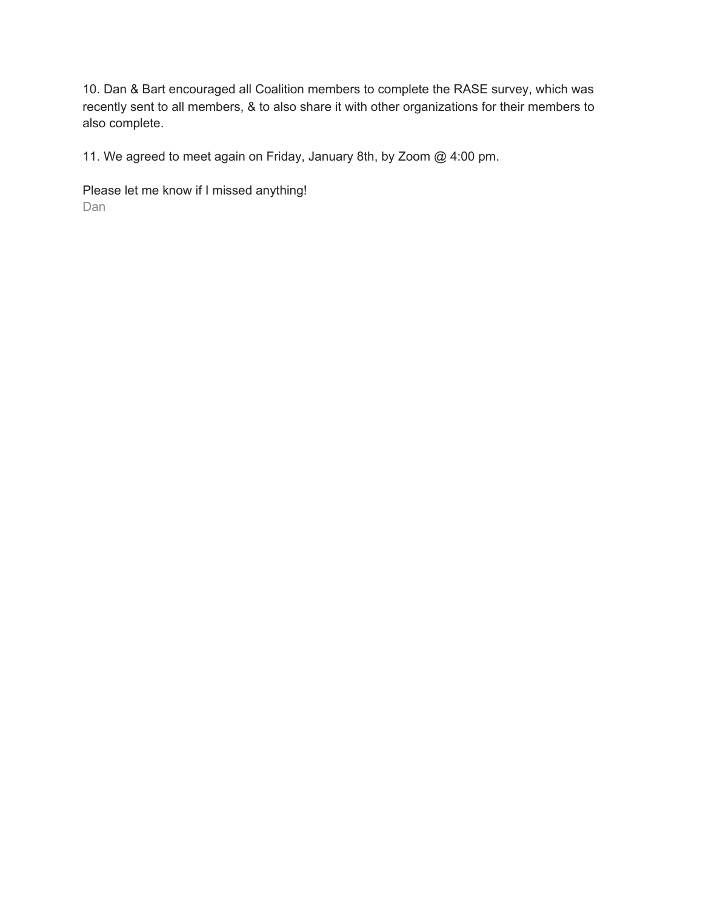10. Dan & Bart encouraged all Coalition members to complete the RASE survey, which was recently sent to all members, & to also share it with other organizations for their members to also complete.

11. We agreed to meet again on Friday, January 8th, by Zoom @ 4:00 pm.

Please let me know if I missed anything!
Dan